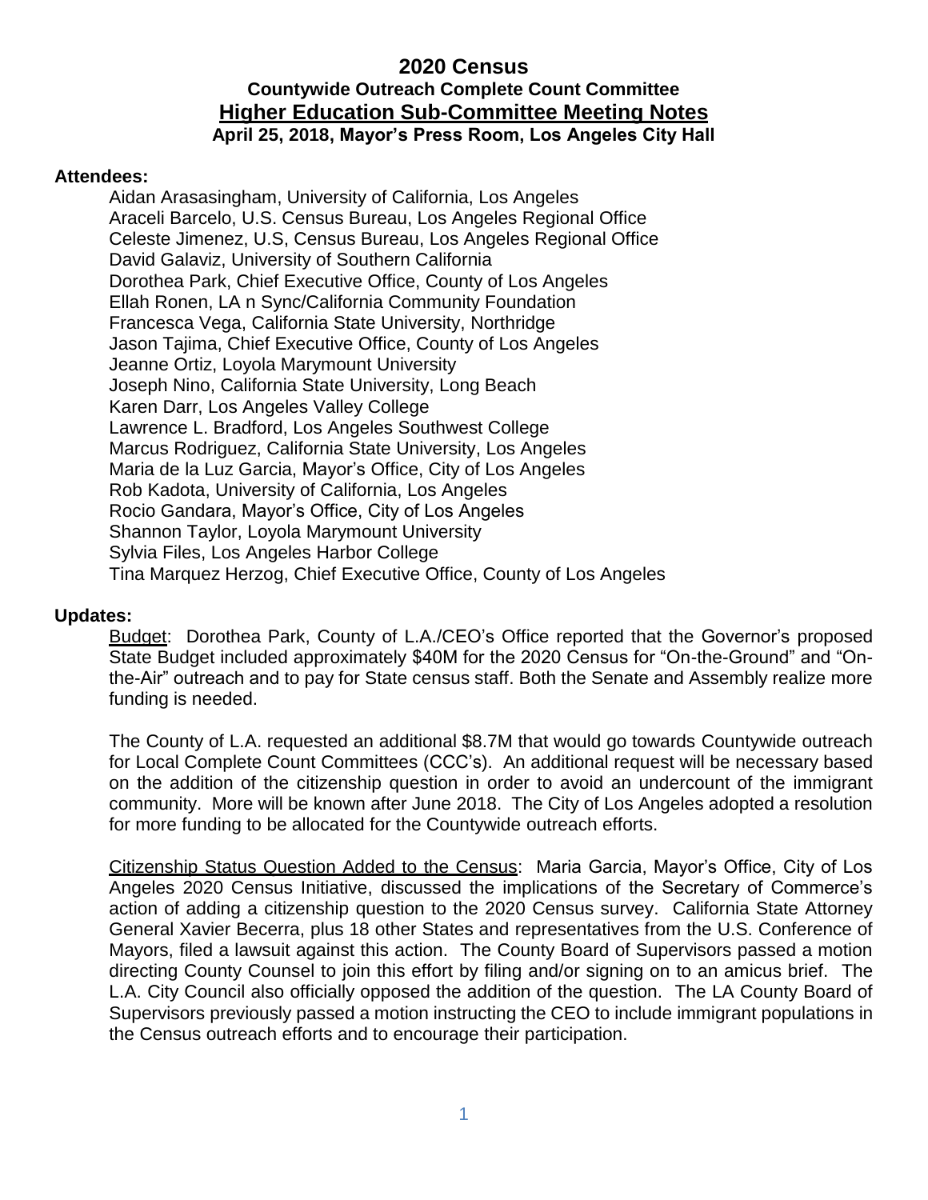# 2020 Census

## Countywide Outreach Complete Count Committee

## Higher Education Sub-Committee Meeting Notes

**April 25, 2018, Mayor's Press Room, Los Angeles City Hall**

**Attendees:**

Aidan Arasasingham, University of California, Los Angeles
Araceli Barcelo, U.S. Census Bureau, Los Angeles Regional Office
Celeste Jimenez, U.S, Census Bureau, Los Angeles Regional Office
David Galaviz, University of Southern California
Dorothea Park, Chief Executive Office, County of Los Angeles
Ellah Ronen, LA n Sync/California Community Foundation
Francesca Vega, California State University, Northridge
Jason Tajima, Chief Executive Office, County of Los Angeles
Jeanne Ortiz, Loyola Marymount University
Joseph Nino, California State University, Long Beach
Karen Darr, Los Angeles Valley College
Lawrence L. Bradford, Los Angeles Southwest College
Marcus Rodriguez, California State University, Los Angeles
Maria de la Luz Garcia, Mayor's Office, City of Los Angeles
Rob Kadota, University of California, Los Angeles
Rocio Gandara, Mayor's Office, City of Los Angeles
Shannon Taylor, Loyola Marymount University
Sylvia Files, Los Angeles Harbor College
Tina Marquez Herzog, Chief Executive Office, County of Los Angeles

**Updates:**

Budget: Dorothea Park, County of L.A./CEO's Office reported that the Governor's proposed State Budget included approximately $40M for the 2020 Census for "On-the-Ground" and "On-the-Air" outreach and to pay for State census staff. Both the Senate and Assembly realize more funding is needed.

The County of L.A. requested an additional $8.7M that would go towards Countywide outreach for Local Complete Count Committees (CCC's). An additional request will be necessary based on the addition of the citizenship question in order to avoid an undercount of the immigrant community. More will be known after June 2018. The City of Los Angeles adopted a resolution for more funding to be allocated for the Countywide outreach efforts.

Citizenship Status Question Added to the Census: Maria Garcia, Mayor's Office, City of Los Angeles 2020 Census Initiative, discussed the implications of the Secretary of Commerce's action of adding a citizenship question to the 2020 Census survey. California State Attorney General Xavier Becerra, plus 18 other States and representatives from the U.S. Conference of Mayors, filed a lawsuit against this action. The County Board of Supervisors passed a motion directing County Counsel to join this effort by filing and/or signing on to an amicus brief. The L.A. City Council also officially opposed the addition of the question. The LA County Board of Supervisors previously passed a motion instructing the CEO to include immigrant populations in the Census outreach efforts and to encourage their participation.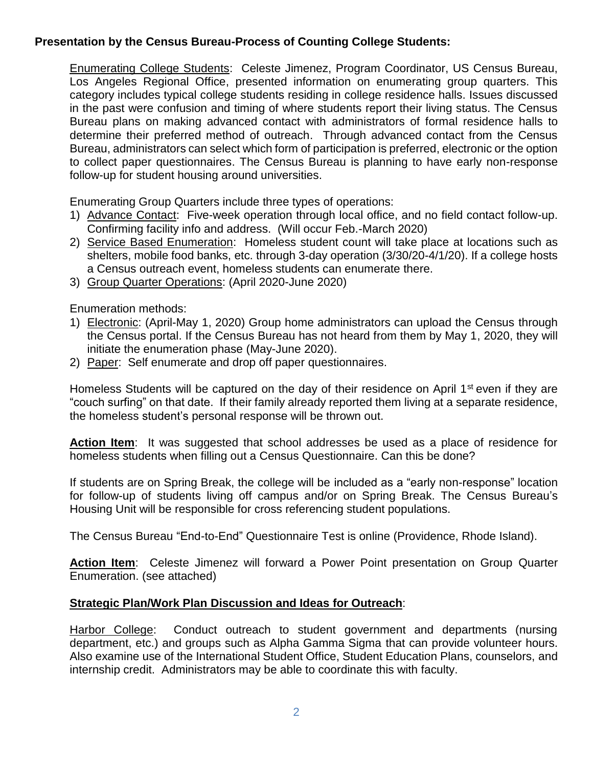**Presentation by the Census Bureau-Process of Counting College Students:**

Enumerating College Students: Celeste Jimenez, Program Coordinator, US Census Bureau, Los Angeles Regional Office, presented information on enumerating group quarters. This category includes typical college students residing in college residence halls. Issues discussed in the past were confusion and timing of where students report their living status. The Census Bureau plans on making advanced contact with administrators of formal residence halls to determine their preferred method of outreach. Through advanced contact from the Census Bureau, administrators can select which form of participation is preferred, electronic or the option to collect paper questionnaires. The Census Bureau is planning to have early non-response follow-up for student housing around universities.

Enumerating Group Quarters include three types of operations:

1) Advance Contact: Five-week operation through local office, and no field contact follow-up. Confirming facility info and address. (Will occur Feb.-March 2020)
2) Service Based Enumeration: Homeless student count will take place at locations such as shelters, mobile food banks, etc. through 3-day operation (3/30/20-4/1/20). If a college hosts a Census outreach event, homeless students can enumerate there.
3) Group Quarter Operations: (April 2020-June 2020)

Enumeration methods:

1) Electronic: (April-May 1, 2020) Group home administrators can upload the Census through the Census portal. If the Census Bureau has not heard from them by May 1, 2020, they will initiate the enumeration phase (May-June 2020).
2) Paper: Self enumerate and drop off paper questionnaires.

Homeless Students will be captured on the day of their residence on April 1st even if they are "couch surfing" on that date. If their family already reported them living at a separate residence, the homeless student's personal response will be thrown out.

**Action Item**: It was suggested that school addresses be used as a place of residence for homeless students when filling out a Census Questionnaire. Can this be done?

If students are on Spring Break, the college will be included as a "early non-response" location for follow-up of students living off campus and/or on Spring Break. The Census Bureau's Housing Unit will be responsible for cross referencing student populations.

The Census Bureau "End-to-End" Questionnaire Test is online (Providence, Rhode Island).

**Action Item**: Celeste Jimenez will forward a Power Point presentation on Group Quarter Enumeration. (see attached)

**Strategic Plan/Work Plan Discussion and Ideas for Outreach**:

Harbor College: Conduct outreach to student government and departments (nursing department, etc.) and groups such as Alpha Gamma Sigma that can provide volunteer hours. Also examine use of the International Student Office, Student Education Plans, counselors, and internship credit. Administrators may be able to coordinate this with faculty.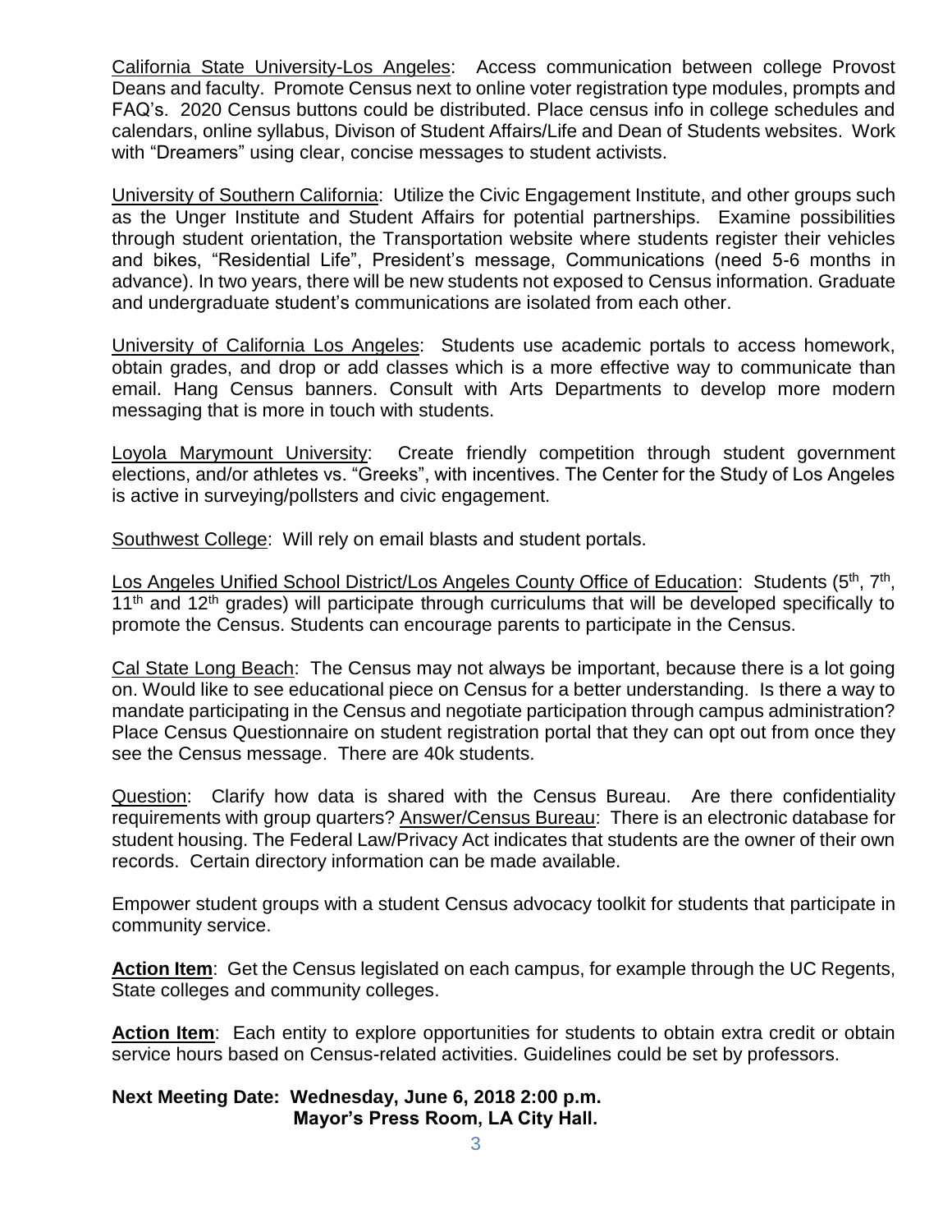California State University-Los Angeles: Access communication between college Provost Deans and faculty. Promote Census next to online voter registration type modules, prompts and FAQ's. 2020 Census buttons could be distributed. Place census info in college schedules and calendars, online syllabus, Divison of Student Affairs/Life and Dean of Students websites. Work with "Dreamers" using clear, concise messages to student activists.

University of Southern California: Utilize the Civic Engagement Institute, and other groups such as the Unger Institute and Student Affairs for potential partnerships. Examine possibilities through student orientation, the Transportation website where students register their vehicles and bikes, "Residential Life", President's message, Communications (need 5-6 months in advance). In two years, there will be new students not exposed to Census information. Graduate and undergraduate student's communications are isolated from each other.

University of California Los Angeles: Students use academic portals to access homework, obtain grades, and drop or add classes which is a more effective way to communicate than email. Hang Census banners. Consult with Arts Departments to develop more modern messaging that is more in touch with students.

Loyola Marymount University: Create friendly competition through student government elections, and/or athletes vs. "Greeks", with incentives. The Center for the Study of Los Angeles is active in surveying/pollsters and civic engagement.

Southwest College: Will rely on email blasts and student portals.

Los Angeles Unified School District/Los Angeles County Office of Education: Students (5th, 7th, 11th and 12th grades) will participate through curriculums that will be developed specifically to promote the Census. Students can encourage parents to participate in the Census.

Cal State Long Beach: The Census may not always be important, because there is a lot going on. Would like to see educational piece on Census for a better understanding. Is there a way to mandate participating in the Census and negotiate participation through campus administration? Place Census Questionnaire on student registration portal that they can opt out from once they see the Census message. There are 40k students.

Question: Clarify how data is shared with the Census Bureau. Are there confidentiality requirements with group quarters? Answer/Census Bureau: There is an electronic database for student housing. The Federal Law/Privacy Act indicates that students are the owner of their own records. Certain directory information can be made available.

Empower student groups with a student Census advocacy toolkit for students that participate in community service.

**Action Item**: Get the Census legislated on each campus, for example through the UC Regents, State colleges and community colleges.

**Action Item**: Each entity to explore opportunities for students to obtain extra credit or obtain service hours based on Census-related activities. Guidelines could be set by professors.

**Next Meeting Date: Wednesday, June 6, 2018 2:00 p.m.**
**Mayor's Press Room, LA City Hall.**